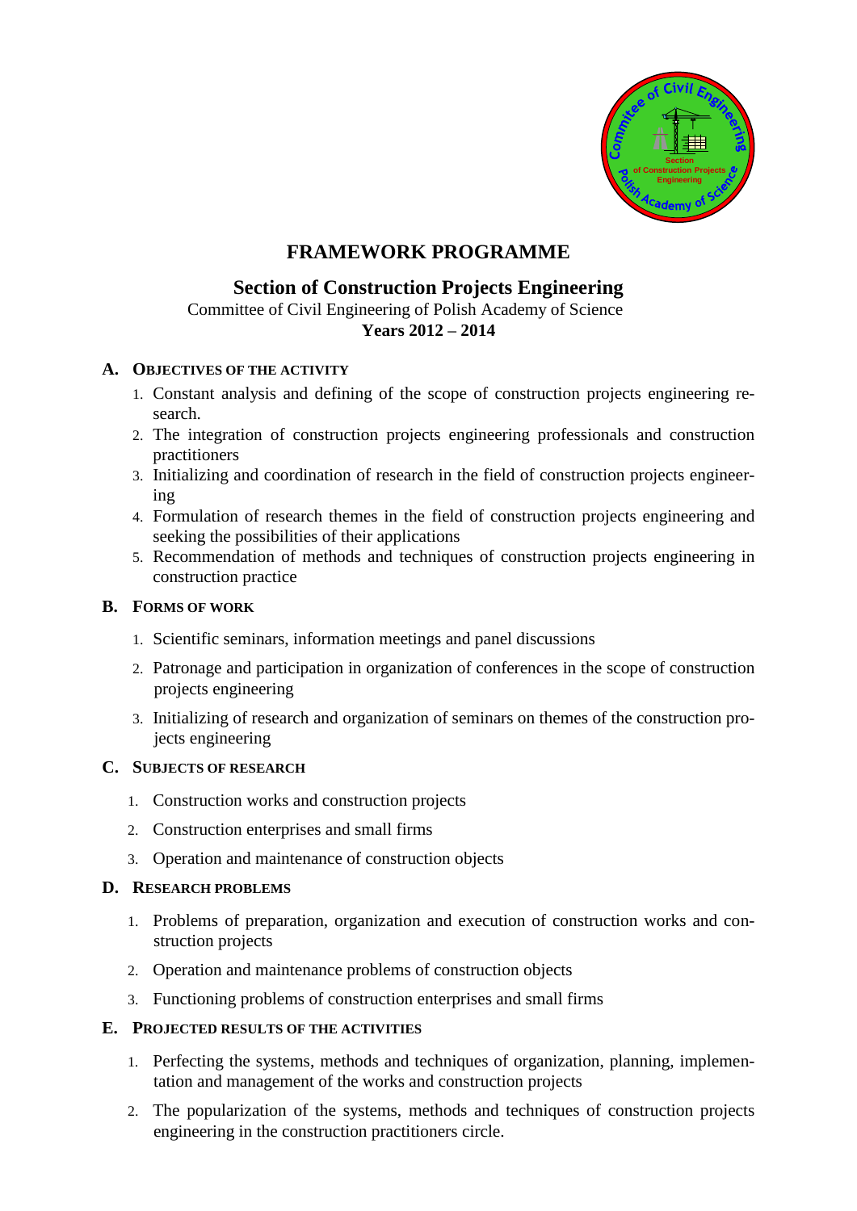# FRAMEWORK PROGRAMME

## Section of Construction Projects Engineering

Committee of Civil Engineering of Polish Academy of Science

**Years 2012 – 2014**

### A. OBJECTIVES OF THE ACTIVITY

1. Constant analysis and defining of the scope of construction projects engineering research.
2. The integration of construction projects engineering professionals and construction practitioners
3. Initializing and coordination of research in the field of construction projects engineering
4. Formulation of research themes in the field of construction projects engineering and seeking the possibilities of their applications
5. Recommendation of methods and techniques of construction projects engineering in construction practice

### B. FORMS OF WORK

1. Scientific seminars, information meetings and panel discussions
2. Patronage and participation in organization of conferences in the scope of construction projects engineering
3. Initializing of research and organization of seminars on themes of the construction projects engineering

### C. SUBJECTS OF RESEARCH

1. Construction works and construction projects
2. Construction enterprises and small firms
3. Operation and maintenance of construction objects

### D. RESEARCH PROBLEMS

1. Problems of preparation, organization and execution of construction works and construction projects
2. Operation and maintenance problems of construction objects
3. Functioning problems of construction enterprises and small firms

### E. PROJECTED RESULTS OF THE ACTIVITIES

1. Perfecting the systems, methods and techniques of organization, planning, implementation and management of the works and construction projects
2. The popularization of the systems, methods and techniques of construction projects engineering in the construction practitioners circle.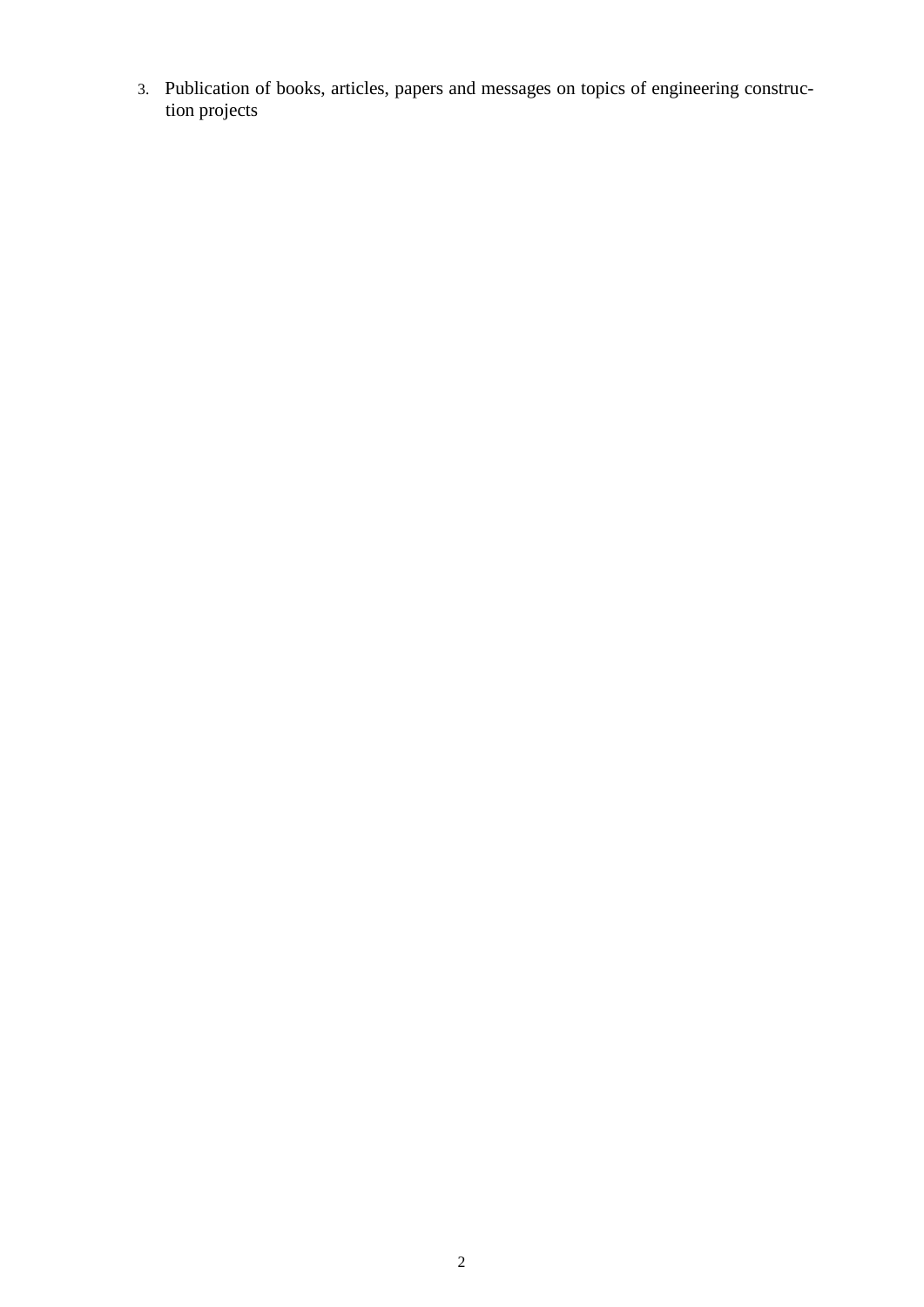3. Publication of books, articles, papers and messages on topics of engineering construction projects